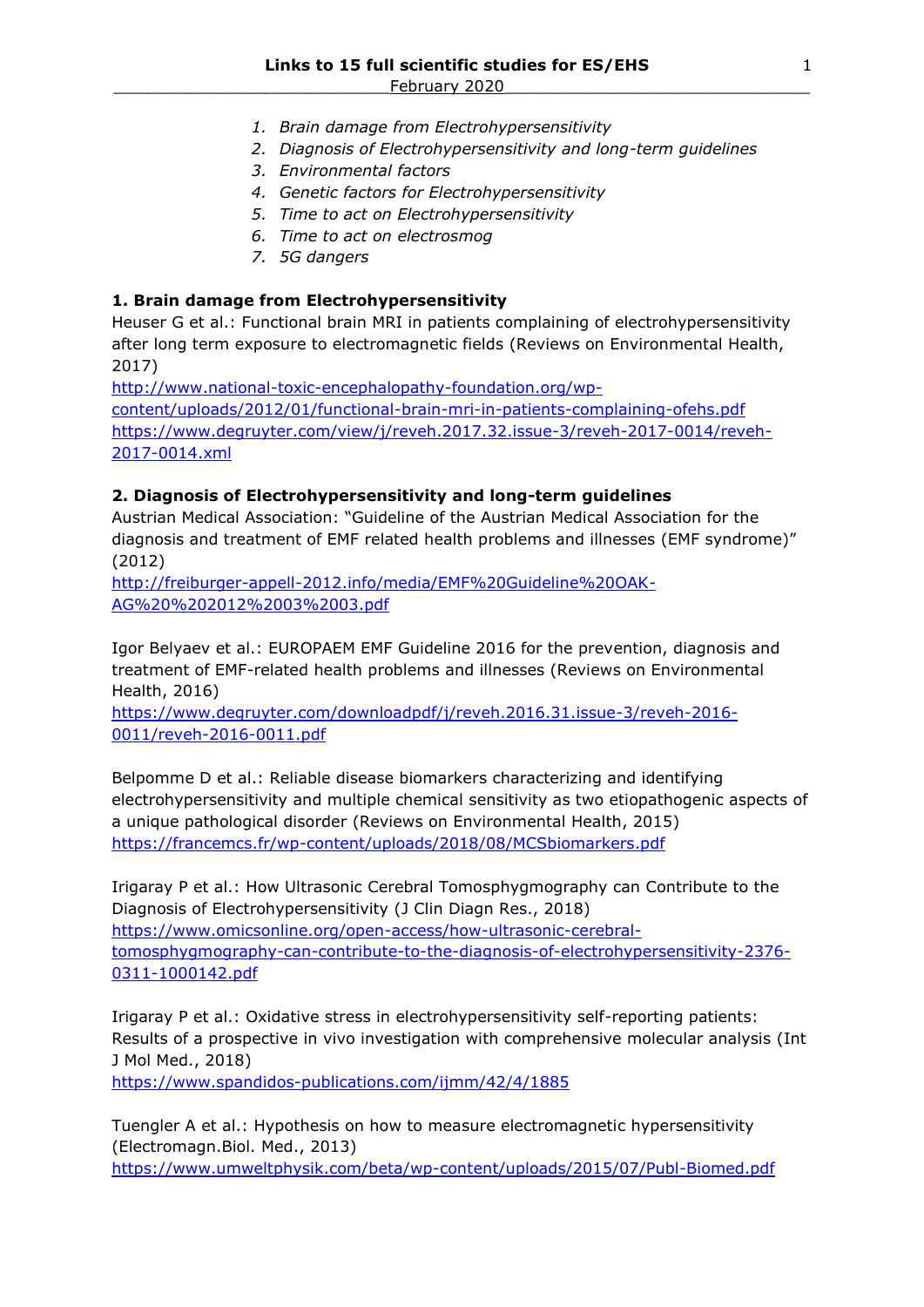# Links to 15 full scientific studies for ES/EHS

February 2020

1. *Brain damage from Electrohypersensitivity*
2. *Diagnosis of Electrohypersensitivity and long-term guidelines*
3. *Environmental factors*
4. *Genetic factors for Electrohypersensitivity*
5. *Time to act on Electrohypersensitivity*
6. *Time to act on electrosmog*
7. *5G dangers*

## 1. Brain damage from Electrohypersensitivity

Heuser G et al.: Functional brain MRI in patients complaining of electrohypersensitivity after long term exposure to electromagnetic fields (Reviews on Environmental Health, 2017)
http://www.national-toxic-encephalopathy-foundation.org/wp-content/uploads/2012/01/functional-brain-mri-in-patients-complaining-ofehs.pdf
https://www.degruyter.com/view/j/reveh.2017.32.issue-3/reveh-2017-0014/reveh-2017-0014.xml

## 2. Diagnosis of Electrohypersensitivity and long-term guidelines

Austrian Medical Association: "Guideline of the Austrian Medical Association for the diagnosis and treatment of EMF related health problems and illnesses (EMF syndrome)" (2012)
http://freiburger-appell-2012.info/media/EMF%20Guideline%20OAK-AG%20%202012%2003%2003.pdf

Igor Belyaev et al.: EUROPAEM EMF Guideline 2016 for the prevention, diagnosis and treatment of EMF-related health problems and illnesses (Reviews on Environmental Health, 2016)
https://www.degruyter.com/downloadpdf/j/reveh.2016.31.issue-3/reveh-2016-0011/reveh-2016-0011.pdf

Belpomme D et al.: Reliable disease biomarkers characterizing and identifying electrohypersensitivity and multiple chemical sensitivity as two etiopathogenic aspects of a unique pathological disorder (Reviews on Environmental Health, 2015)
https://francemcs.fr/wp-content/uploads/2018/08/MCSbiomarkers.pdf

Irigaray P et al.: How Ultrasonic Cerebral Tomosphygmography can Contribute to the Diagnosis of Electrohypersensitivity (J Clin Diagn Res., 2018)
https://www.omicsonline.org/open-access/how-ultrasonic-cerebral-tomosphygmography-can-contribute-to-the-diagnosis-of-electrohypersensitivity-2376-0311-1000142.pdf

Irigaray P et al.: Oxidative stress in electrohypersensitivity self-reporting patients: Results of a prospective in vivo investigation with comprehensive molecular analysis (Int J Mol Med., 2018)
https://www.spandidos-publications.com/ijmm/42/4/1885

Tuengler A et al.: Hypothesis on how to measure electromagnetic hypersensitivity (Electromagn.Biol. Med., 2013)
https://www.umweltphysik.com/beta/wp-content/uploads/2015/07/Publ-Biomed.pdf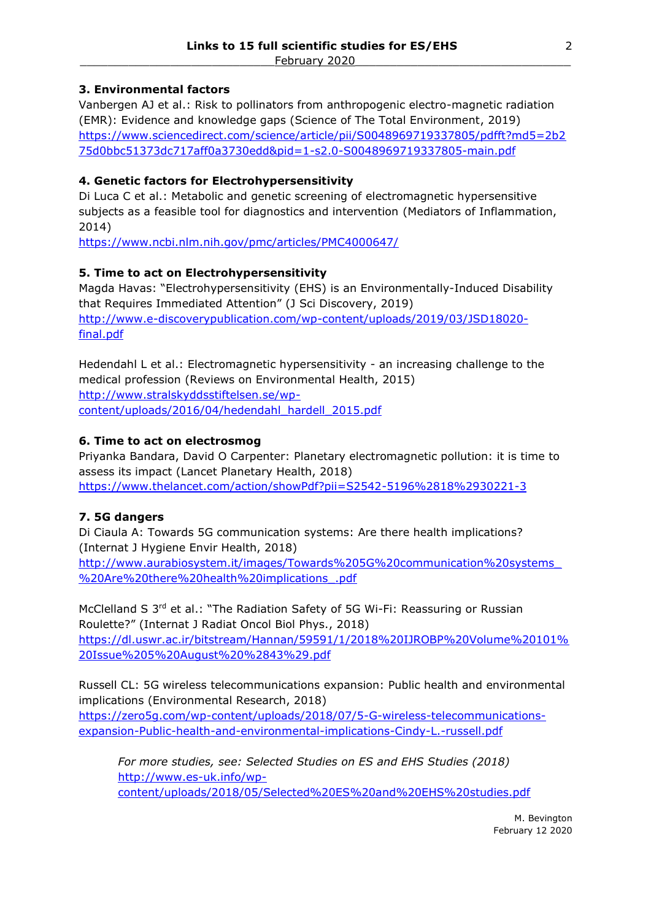### 3. Environmental factors

Vanbergen AJ et al.: Risk to pollinators from anthropogenic electro-magnetic radiation (EMR): Evidence and knowledge gaps (Science of The Total Environment, 2019)
https://www.sciencedirect.com/science/article/pii/S0048969719337805/pdfft?md5=2b275d0bbc51373dc717aff0a3730edd&pid=1-s2.0-S0048969719337805-main.pdf

### 4. Genetic factors for Electrohypersensitivity

Di Luca C et al.: Metabolic and genetic screening of electromagnetic hypersensitive subjects as a feasible tool for diagnostics and intervention (Mediators of Inflammation, 2014)
https://www.ncbi.nlm.nih.gov/pmc/articles/PMC4000647/

### 5. Time to act on Electrohypersensitivity

Magda Havas: "Electrohypersensitivity (EHS) is an Environmentally-Induced Disability that Requires Immediated Attention" (J Sci Discovery, 2019)
http://www.e-discoverypublication.com/wp-content/uploads/2019/03/JSD18020-final.pdf

Hedendahl L et al.: Electromagnetic hypersensitivity - an increasing challenge to the medical profession (Reviews on Environmental Health, 2015)
http://www.stralskyddsstiftelsen.se/wp-content/uploads/2016/04/hedendahl_hardell_2015.pdf

### 6. Time to act on electrosmog

Priyanka Bandara, David O Carpenter: Planetary electromagnetic pollution: it is time to assess its impact (Lancet Planetary Health, 2018)
https://www.thelancet.com/action/showPdf?pii=S2542-5196%2818%2930221-3

### 7. 5G dangers

Di Ciaula A: Towards 5G communication systems: Are there health implications? (Internat J Hygiene Envir Health, 2018)
http://www.aurabiosystem.it/images/Towards%205G%20communication%20systems_%20Are%20there%20health%20implications_.pdf

McClelland S 3rd et al.: "The Radiation Safety of 5G Wi-Fi: Reassuring or Russian Roulette?" (Internat J Radiat Oncol Biol Phys., 2018)
https://dl.uswr.ac.ir/bitstream/Hannan/59591/1/2018%20IJROBP%20Volume%20101%20Issue%205%20August%20%2843%29.pdf

Russell CL: 5G wireless telecommunications expansion: Public health and environmental implications (Environmental Research, 2018)
https://zero5g.com/wp-content/uploads/2018/07/5-G-wireless-telecommunications-expansion-Public-health-and-environmental-implications-Cindy-L.-russell.pdf

> *For more studies, see: Selected Studies on ES and EHS Studies (2018)*
> http://www.es-uk.info/wp-content/uploads/2018/05/Selected%20ES%20and%20EHS%20studies.pdf

M. Bevington
February 12 2020